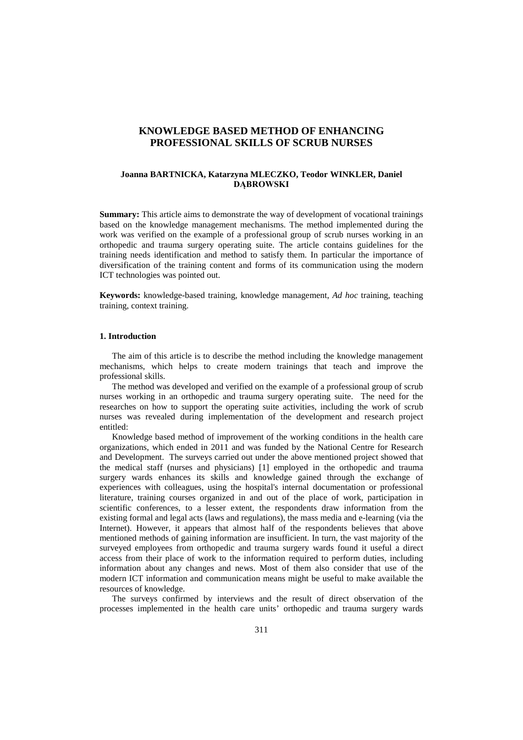# KNOWLEDGE BASED METHOD OF ENHANCING PROFESSIONAL SKILLS OF SCRUB NURSES

**Joanna BARTNICKA, Katarzyna MLECZKO, Teodor WINKLER, Daniel DĄBROWSKI**

**Summary:** This article aims to demonstrate the way of development of vocational trainings based on the knowledge management mechanisms. The method implemented during the work was verified on the example of a professional group of scrub nurses working in an orthopedic and trauma surgery operating suite. The article contains guidelines for the training needs identification and method to satisfy them. In particular the importance of diversification of the training content and forms of its communication using the modern ICT technologies was pointed out.

**Keywords:** knowledge-based training, knowledge management, *Ad hoc* training, teaching training, context training.

## 1. Introduction

The aim of this article is to describe the method including the knowledge management mechanisms, which helps to create modern trainings that teach and improve the professional skills.

The method was developed and verified on the example of a professional group of scrub nurses working in an orthopedic and trauma surgery operating suite. The need for the researches on how to support the operating suite activities, including the work of scrub nurses was revealed during implementation of the development and research project entitled:

Knowledge based method of improvement of the working conditions in the health care organizations, which ended in 2011 and was funded by the National Centre for Research and Development. The surveys carried out under the above mentioned project showed that the medical staff (nurses and physicians) [1] employed in the orthopedic and trauma surgery wards enhances its skills and knowledge gained through the exchange of experiences with colleagues, using the hospital's internal documentation or professional literature, training courses organized in and out of the place of work, participation in scientific conferences, to a lesser extent, the respondents draw information from the existing formal and legal acts (laws and regulations), the mass media and e-learning (via the Internet). However, it appears that almost half of the respondents believes that above mentioned methods of gaining information are insufficient. In turn, the vast majority of the surveyed employees from orthopedic and trauma surgery wards found it useful a direct access from their place of work to the information required to perform duties, including information about any changes and news. Most of them also consider that use of the modern ICT information and communication means might be useful to make available the resources of knowledge.

The surveys confirmed by interviews and the result of direct observation of the processes implemented in the health care units' orthopedic and trauma surgery wards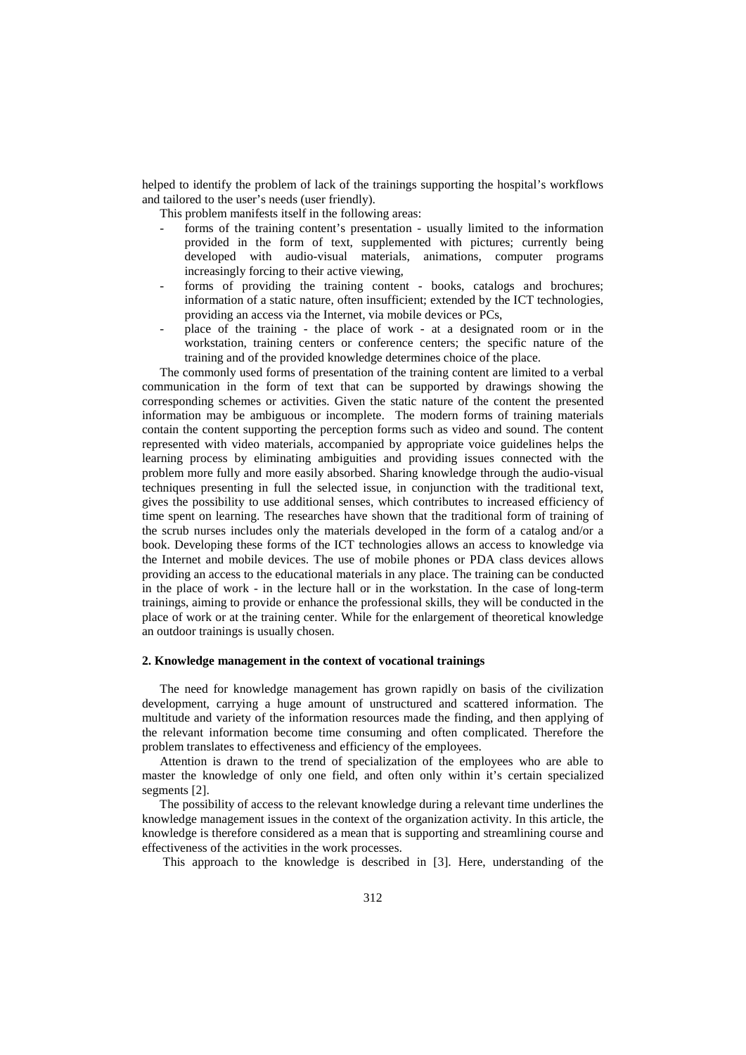helped to identify the problem of lack of the trainings supporting the hospital's workflows and tailored to the user's needs (user friendly).

This problem manifests itself in the following areas:

- forms of the training content's presentation - usually limited to the information provided in the form of text, supplemented with pictures; currently being developed with audio-visual materials, animations, computer programs increasingly forcing to their active viewing,
- forms of providing the training content - books, catalogs and brochures; information of a static nature, often insufficient; extended by the ICT technologies, providing an access via the Internet, via mobile devices or PCs,
- place of the training - the place of work - at a designated room or in the workstation, training centers or conference centers; the specific nature of the training and of the provided knowledge determines choice of the place.

The commonly used forms of presentation of the training content are limited to a verbal communication in the form of text that can be supported by drawings showing the corresponding schemes or activities. Given the static nature of the content the presented information may be ambiguous or incomplete. The modern forms of training materials contain the content supporting the perception forms such as video and sound. The content represented with video materials, accompanied by appropriate voice guidelines helps the learning process by eliminating ambiguities and providing issues connected with the problem more fully and more easily absorbed. Sharing knowledge through the audio-visual techniques presenting in full the selected issue, in conjunction with the traditional text, gives the possibility to use additional senses, which contributes to increased efficiency of time spent on learning. The researches have shown that the traditional form of training of the scrub nurses includes only the materials developed in the form of a catalog and/or a book. Developing these forms of the ICT technologies allows an access to knowledge via the Internet and mobile devices. The use of mobile phones or PDA class devices allows providing an access to the educational materials in any place. The training can be conducted in the place of work - in the lecture hall or in the workstation. In the case of long-term trainings, aiming to provide or enhance the professional skills, they will be conducted in the place of work or at the training center. While for the enlargement of theoretical knowledge an outdoor trainings is usually chosen.

## 2. Knowledge management in the context of vocational trainings

The need for knowledge management has grown rapidly on basis of the civilization development, carrying a huge amount of unstructured and scattered information. The multitude and variety of the information resources made the finding, and then applying of the relevant information become time consuming and often complicated. Therefore the problem translates to effectiveness and efficiency of the employees.

Attention is drawn to the trend of specialization of the employees who are able to master the knowledge of only one field, and often only within it's certain specialized segments [2].

The possibility of access to the relevant knowledge during a relevant time underlines the knowledge management issues in the context of the organization activity. In this article, the knowledge is therefore considered as a mean that is supporting and streamlining course and effectiveness of the activities in the work processes.

This approach to the knowledge is described in [3]. Here, understanding of the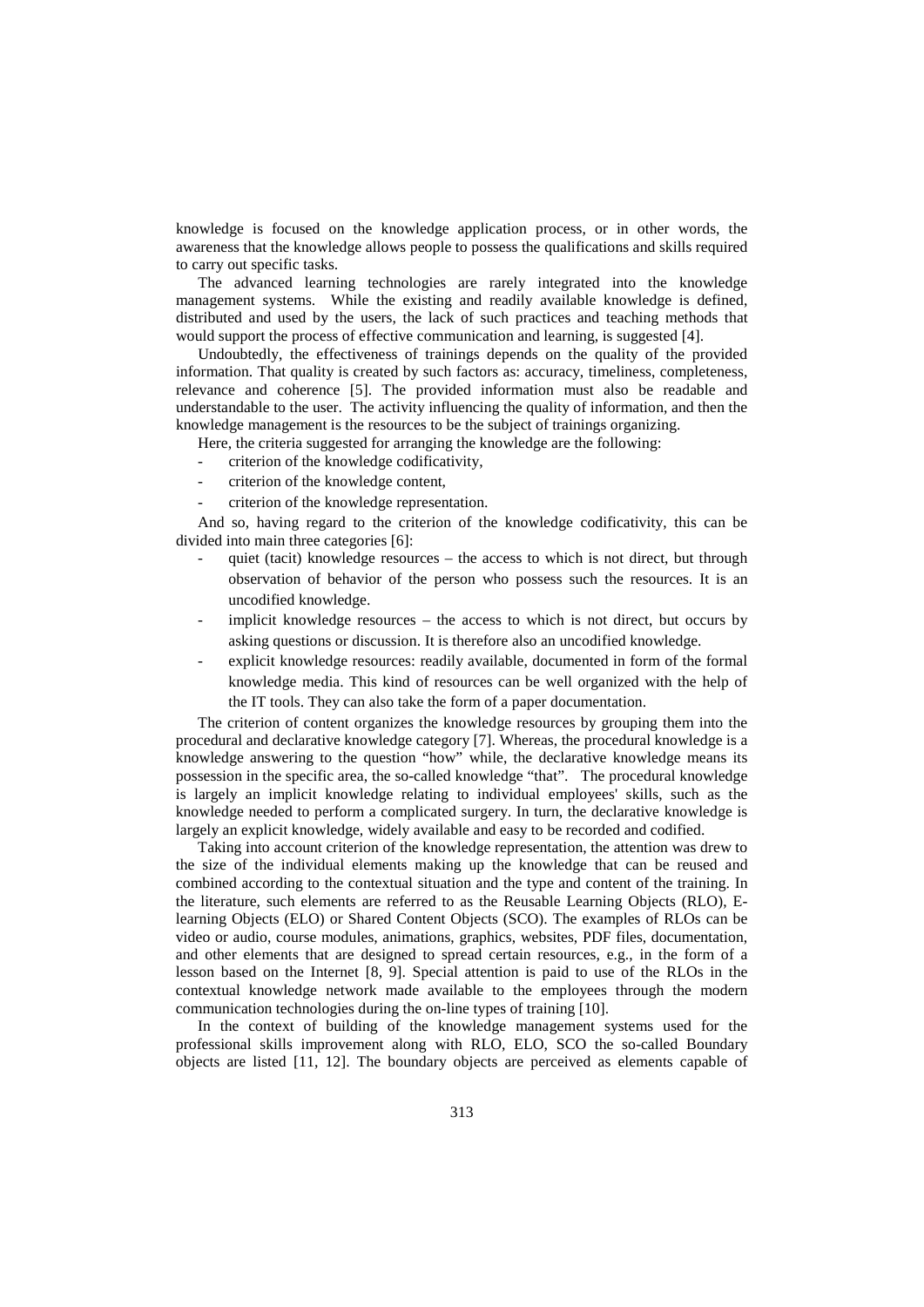knowledge is focused on the knowledge application process, or in other words, the awareness that the knowledge allows people to possess the qualifications and skills required to carry out specific tasks.

The advanced learning technologies are rarely integrated into the knowledge management systems. While the existing and readily available knowledge is defined, distributed and used by the users, the lack of such practices and teaching methods that would support the process of effective communication and learning, is suggested [4].

Undoubtedly, the effectiveness of trainings depends on the quality of the provided information. That quality is created by such factors as: accuracy, timeliness, completeness, relevance and coherence [5]. The provided information must also be readable and understandable to the user. The activity influencing the quality of information, and then the knowledge management is the resources to be the subject of trainings organizing.

Here, the criteria suggested for arranging the knowledge are the following:

- criterion of the knowledge codificativity,
- criterion of the knowledge content,
- criterion of the knowledge representation.

And so, having regard to the criterion of the knowledge codificativity, this can be divided into main three categories [6]:

- quiet (tacit) knowledge resources – the access to which is not direct, but through observation of behavior of the person who possess such the resources. It is an uncodified knowledge.
- implicit knowledge resources – the access to which is not direct, but occurs by asking questions or discussion. It is therefore also an uncodified knowledge.
- explicit knowledge resources: readily available, documented in form of the formal knowledge media. This kind of resources can be well organized with the help of the IT tools. They can also take the form of a paper documentation.

The criterion of content organizes the knowledge resources by grouping them into the procedural and declarative knowledge category [7]. Whereas, the procedural knowledge is a knowledge answering to the question "how" while, the declarative knowledge means its possession in the specific area, the so-called knowledge "that". The procedural knowledge is largely an implicit knowledge relating to individual employees' skills, such as the knowledge needed to perform a complicated surgery. In turn, the declarative knowledge is largely an explicit knowledge, widely available and easy to be recorded and codified.

Taking into account criterion of the knowledge representation, the attention was drew to the size of the individual elements making up the knowledge that can be reused and combined according to the contextual situation and the type and content of the training. In the literature, such elements are referred to as the Reusable Learning Objects (RLO), E-learning Objects (ELO) or Shared Content Objects (SCO). The examples of RLOs can be video or audio, course modules, animations, graphics, websites, PDF files, documentation, and other elements that are designed to spread certain resources, e.g., in the form of a lesson based on the Internet [8, 9]. Special attention is paid to use of the RLOs in the contextual knowledge network made available to the employees through the modern communication technologies during the on-line types of training [10].

In the context of building of the knowledge management systems used for the professional skills improvement along with RLO, ELO, SCO the so-called Boundary objects are listed [11, 12]. The boundary objects are perceived as elements capable of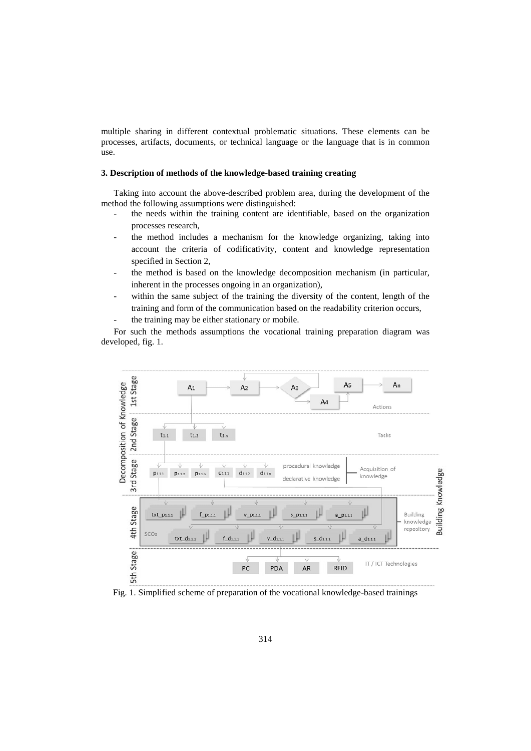multiple sharing in different contextual problematic situations. These elements can be processes, artifacts, documents, or technical language or the language that is in common use.

### 3. Description of methods of the knowledge-based training creating

Taking into account the above-described problem area, during the development of the method the following assumptions were distinguished:

- the needs within the training content are identifiable, based on the organization processes research,
- the method includes a mechanism for the knowledge organizing, taking into account the criteria of codificativity, content and knowledge representation specified in Section 2,
- the method is based on the knowledge decomposition mechanism (in particular, inherent in the processes ongoing in an organization),
- within the same subject of the training the diversity of the content, length of the training and form of the communication based on the readability criterion occurs,
- the training may be either stationary or mobile.

For such the methods assumptions the vocational training preparation diagram was developed, fig. 1.

Fig. 1. Simplified scheme of preparation of the vocational knowledge-based trainings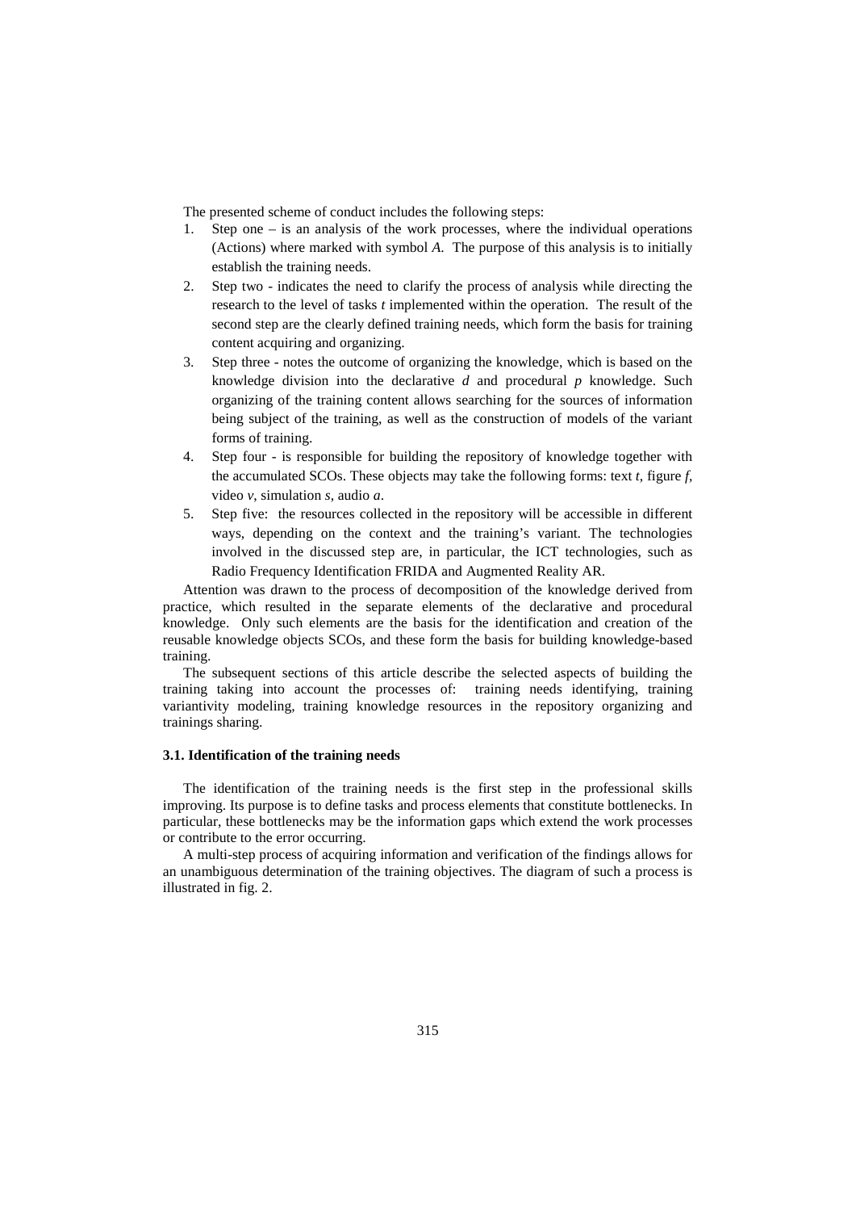The presented scheme of conduct includes the following steps:

1. Step one – is an analysis of the work processes, where the individual operations (Actions) where marked with symbol *A*. The purpose of this analysis is to initially establish the training needs.
2. Step two - indicates the need to clarify the process of analysis while directing the research to the level of tasks *t* implemented within the operation. The result of the second step are the clearly defined training needs, which form the basis for training content acquiring and organizing.
3. Step three - notes the outcome of organizing the knowledge, which is based on the knowledge division into the declarative *d* and procedural *p* knowledge. Such organizing of the training content allows searching for the sources of information being subject of the training, as well as the construction of models of the variant forms of training.
4. Step four - is responsible for building the repository of knowledge together with the accumulated SCOs. These objects may take the following forms: text *t*, figure *f*, video *v*, simulation *s*, audio *a*.
5. Step five: the resources collected in the repository will be accessible in different ways, depending on the context and the training's variant. The technologies involved in the discussed step are, in particular, the ICT technologies, such as Radio Frequency Identification FRIDA and Augmented Reality AR.

Attention was drawn to the process of decomposition of the knowledge derived from practice, which resulted in the separate elements of the declarative and procedural knowledge. Only such elements are the basis for the identification and creation of the reusable knowledge objects SCOs, and these form the basis for building knowledge-based training.

The subsequent sections of this article describe the selected aspects of building the training taking into account the processes of: training needs identifying, training variantivity modeling, training knowledge resources in the repository organizing and trainings sharing.

### 3.1. Identification of the training needs

The identification of the training needs is the first step in the professional skills improving. Its purpose is to define tasks and process elements that constitute bottlenecks. In particular, these bottlenecks may be the information gaps which extend the work processes or contribute to the error occurring.

A multi-step process of acquiring information and verification of the findings allows for an unambiguous determination of the training objectives. The diagram of such a process is illustrated in fig. 2.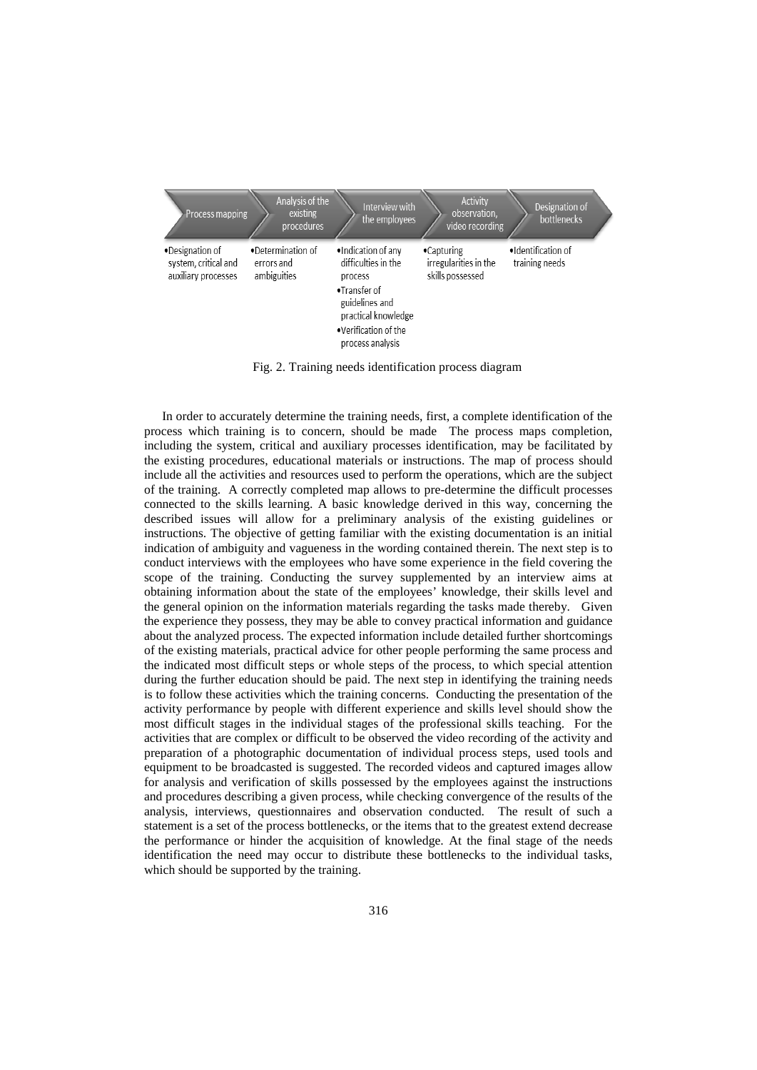| Process mapping | Analysis of the existing procedures | Interview with the employees | Activity observation, video recording | Designation of bottlenecks |
|---|---|---|---|---|
| • Designation of system, critical and auxiliary processes | • Determination of errors and ambiguities | • Indication of any difficulties in the process<br>• Transfer of guidelines and practical knowledge<br>• Verification of the process analysis | • Capturing irregularities in the skills possessed | • Identification of training needs |

Fig. 2. Training needs identification process diagram

In order to accurately determine the training needs, first, a complete identification of the process which training is to concern, should be made The process maps completion, including the system, critical and auxiliary processes identification, may be facilitated by the existing procedures, educational materials or instructions. The map of process should include all the activities and resources used to perform the operations, which are the subject of the training. A correctly completed map allows to pre-determine the difficult processes connected to the skills learning. A basic knowledge derived in this way, concerning the described issues will allow for a preliminary analysis of the existing guidelines or instructions. The objective of getting familiar with the existing documentation is an initial indication of ambiguity and vagueness in the wording contained therein. The next step is to conduct interviews with the employees who have some experience in the field covering the scope of the training. Conducting the survey supplemented by an interview aims at obtaining information about the state of the employees' knowledge, their skills level and the general opinion on the information materials regarding the tasks made thereby. Given the experience they possess, they may be able to convey practical information and guidance about the analyzed process. The expected information include detailed further shortcomings of the existing materials, practical advice for other people performing the same process and the indicated most difficult steps or whole steps of the process, to which special attention during the further education should be paid. The next step in identifying the training needs is to follow these activities which the training concerns. Conducting the presentation of the activity performance by people with different experience and skills level should show the most difficult stages in the individual stages of the professional skills teaching. For the activities that are complex or difficult to be observed the video recording of the activity and preparation of a photographic documentation of individual process steps, used tools and equipment to be broadcasted is suggested. The recorded videos and captured images allow for analysis and verification of skills possessed by the employees against the instructions and procedures describing a given process, while checking convergence of the results of the analysis, interviews, questionnaires and observation conducted. The result of such a statement is a set of the process bottlenecks, or the items that to the greatest extend decrease the performance or hinder the acquisition of knowledge. At the final stage of the needs identification the need may occur to distribute these bottlenecks to the individual tasks, which should be supported by the training.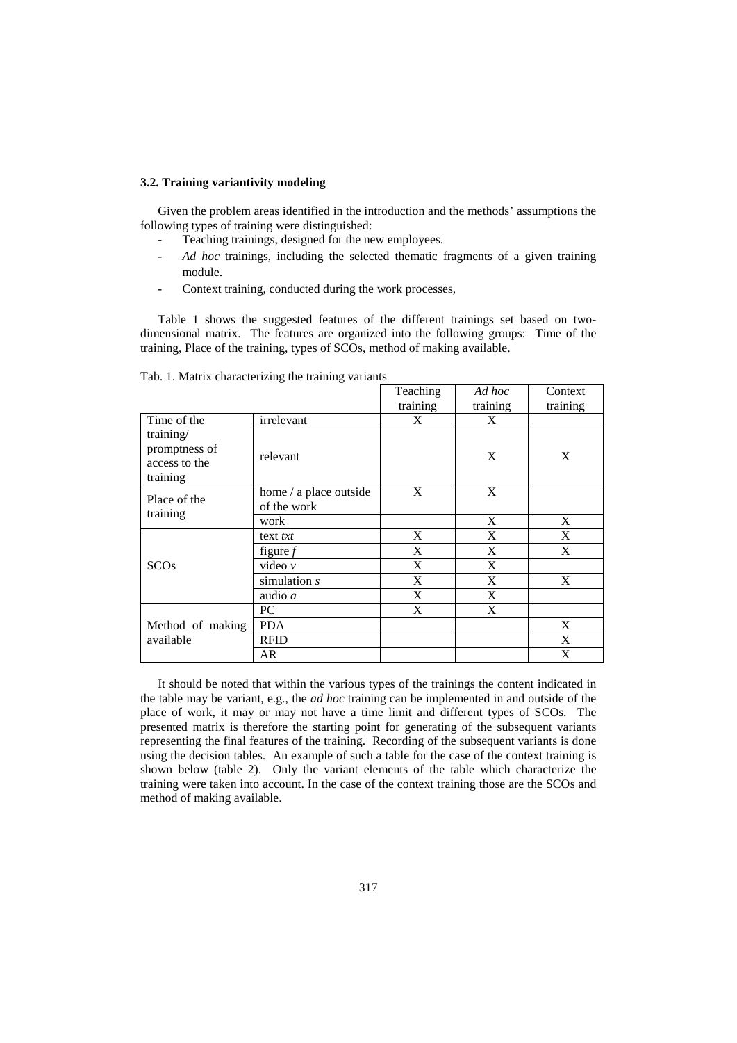### 3.2. Training variantivity modeling

Given the problem areas identified in the introduction and the methods' assumptions the following types of training were distinguished:

- Teaching trainings, designed for the new employees.
- *Ad hoc* trainings, including the selected thematic fragments of a given training module.
- Context training, conducted during the work processes,

Table 1 shows the suggested features of the different trainings set based on two-dimensional matrix. The features are organized into the following groups: Time of the training, Place of the training, types of SCOs, method of making available.

Tab. 1. Matrix characterizing the training variants

| | | Teaching training | *Ad hoc* training | Context training |
|---|---|---|---|---|
| Time of the training/ promptness of access to the training | irrelevant | X | X | |
| | relevant | | X | X |
| Place of the training | home / a place outside of the work | X | X | |
| | work | | X | X |
| SCOs | text *txt* | X | X | X |
| | figure *f* | X | X | X |
| | video *v* | X | X | |
| | simulation *s* | X | X | X |
| | audio *a* | X | X | |
| Method of making available | PC | X | X | |
| | PDA | | | X |
| | RFID | | | X |
| | AR | | | X |

It should be noted that within the various types of the trainings the content indicated in the table may be variant, e.g., the *ad hoc* training can be implemented in and outside of the place of work, it may or may not have a time limit and different types of SCOs. The presented matrix is therefore the starting point for generating of the subsequent variants representing the final features of the training. Recording of the subsequent variants is done using the decision tables. An example of such a table for the case of the context training is shown below (table 2). Only the variant elements of the table which characterize the training were taken into account. In the case of the context training those are the SCOs and method of making available.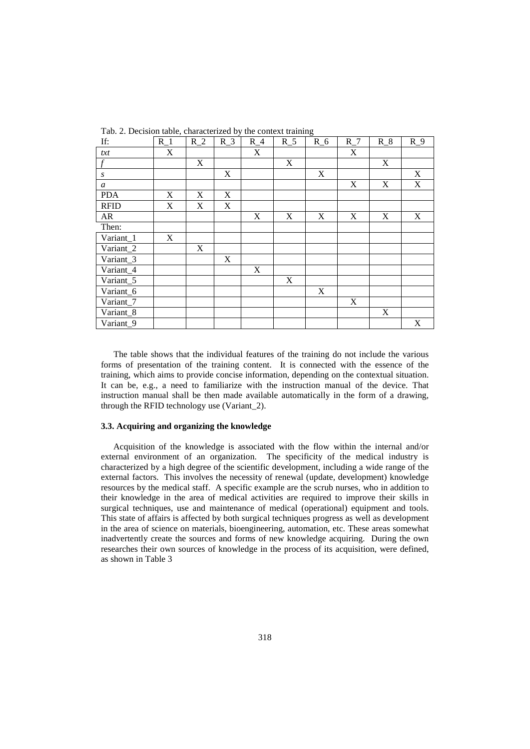Tab. 2. Decision table, characterized by the context training

| If: | R_1 | R_2 | R_3 | R_4 | R_5 | R_6 | R_7 | R_8 | R_9 |
|---|---|---|---|---|---|---|---|---|---|
| *txt* | X | | | X | | | X | | |
| *f* | | X | | | X | | | X | |
| *s* | | | X | | | X | | | X |
| *a* | | | | | | | X | X | X |
| PDA | X | X | X | | | | | | |
| RFID | X | X | X | | | | | | |
| AR | | | | X | X | X | X | X | X |
| Then: | | | | | | | | | |
| Variant_1 | X | | | | | | | | |
| Variant_2 | | X | | | | | | | |
| Variant_3 | | | X | | | | | | |
| Variant_4 | | | | X | | | | | |
| Variant_5 | | | | | X | | | | |
| Variant_6 | | | | | | X | | | |
| Variant_7 | | | | | | | X | | |
| Variant_8 | | | | | | | | X | |
| Variant_9 | | | | | | | | | X |

The table shows that the individual features of the training do not include the various forms of presentation of the training content. It is connected with the essence of the training, which aims to provide concise information, depending on the contextual situation. It can be, e.g., a need to familiarize with the instruction manual of the device. That instruction manual shall be then made available automatically in the form of a drawing, through the RFID technology use (Variant_2).

### 3.3. Acquiring and organizing the knowledge

Acquisition of the knowledge is associated with the flow within the internal and/or external environment of an organization. The specificity of the medical industry is characterized by a high degree of the scientific development, including a wide range of the external factors. This involves the necessity of renewal (update, development) knowledge resources by the medical staff. A specific example are the scrub nurses, who in addition to their knowledge in the area of medical activities are required to improve their skills in surgical techniques, use and maintenance of medical (operational) equipment and tools. This state of affairs is affected by both surgical techniques progress as well as development in the area of science on materials, bioengineering, automation, etc. These areas somewhat inadvertently create the sources and forms of new knowledge acquiring. During the own researches their own sources of knowledge in the process of its acquisition, were defined, as shown in Table 3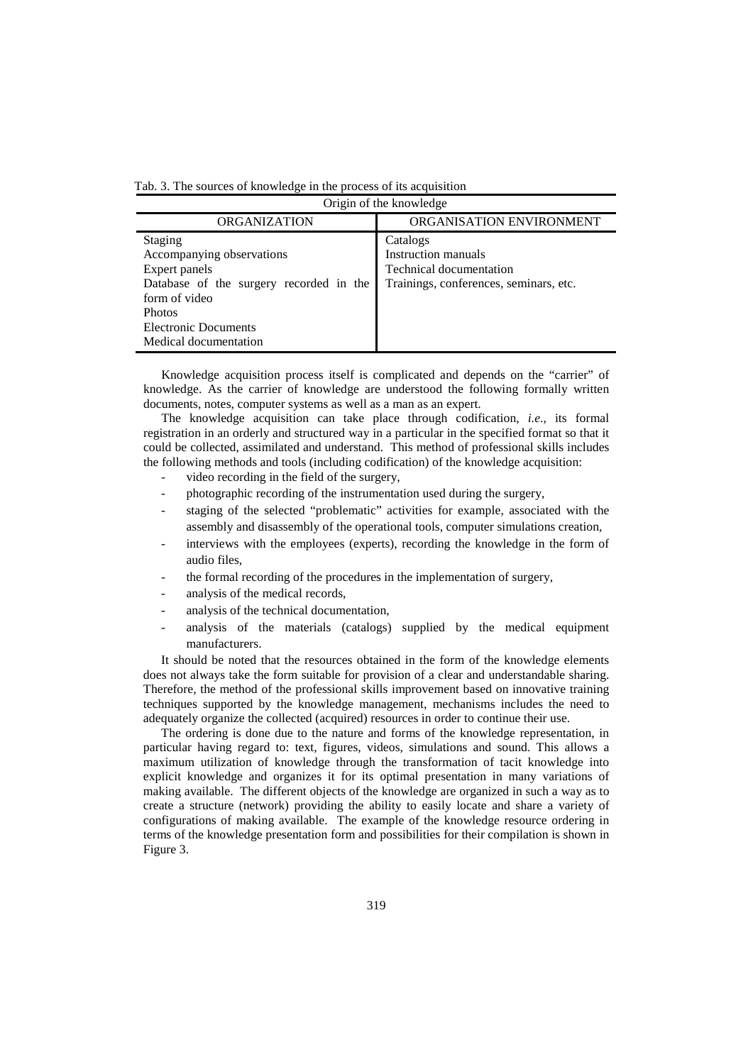Tab. 3. The sources of knowledge in the process of its acquisition

| Origin of the knowledge | |
|---|---|
| ORGANIZATION | ORGANISATION ENVIRONMENT |
| Staging<br>Accompanying observations<br>Expert panels<br>Database of the surgery recorded in the form of video<br>Photos<br>Electronic Documents<br>Medical documentation | Catalogs<br>Instruction manuals<br>Technical documentation<br>Trainings, conferences, seminars, etc. |

Knowledge acquisition process itself is complicated and depends on the "carrier" of knowledge. As the carrier of knowledge are understood the following formally written documents, notes, computer systems as well as a man as an expert.

The knowledge acquisition can take place through codification, *i.e.*, its formal registration in an orderly and structured way in a particular in the specified format so that it could be collected, assimilated and understand. This method of professional skills includes the following methods and tools (including codification) of the knowledge acquisition:

- video recording in the field of the surgery,
- photographic recording of the instrumentation used during the surgery,
- staging of the selected "problematic" activities for example, associated with the assembly and disassembly of the operational tools, computer simulations creation,
- interviews with the employees (experts), recording the knowledge in the form of audio files,
- the formal recording of the procedures in the implementation of surgery,
- analysis of the medical records,
- analysis of the technical documentation,
- analysis of the materials (catalogs) supplied by the medical equipment manufacturers.

It should be noted that the resources obtained in the form of the knowledge elements does not always take the form suitable for provision of a clear and understandable sharing. Therefore, the method of the professional skills improvement based on innovative training techniques supported by the knowledge management, mechanisms includes the need to adequately organize the collected (acquired) resources in order to continue their use.

The ordering is done due to the nature and forms of the knowledge representation, in particular having regard to: text, figures, videos, simulations and sound. This allows a maximum utilization of knowledge through the transformation of tacit knowledge into explicit knowledge and organizes it for its optimal presentation in many variations of making available. The different objects of the knowledge are organized in such a way as to create a structure (network) providing the ability to easily locate and share a variety of configurations of making available. The example of the knowledge resource ordering in terms of the knowledge presentation form and possibilities for their compilation is shown in Figure 3.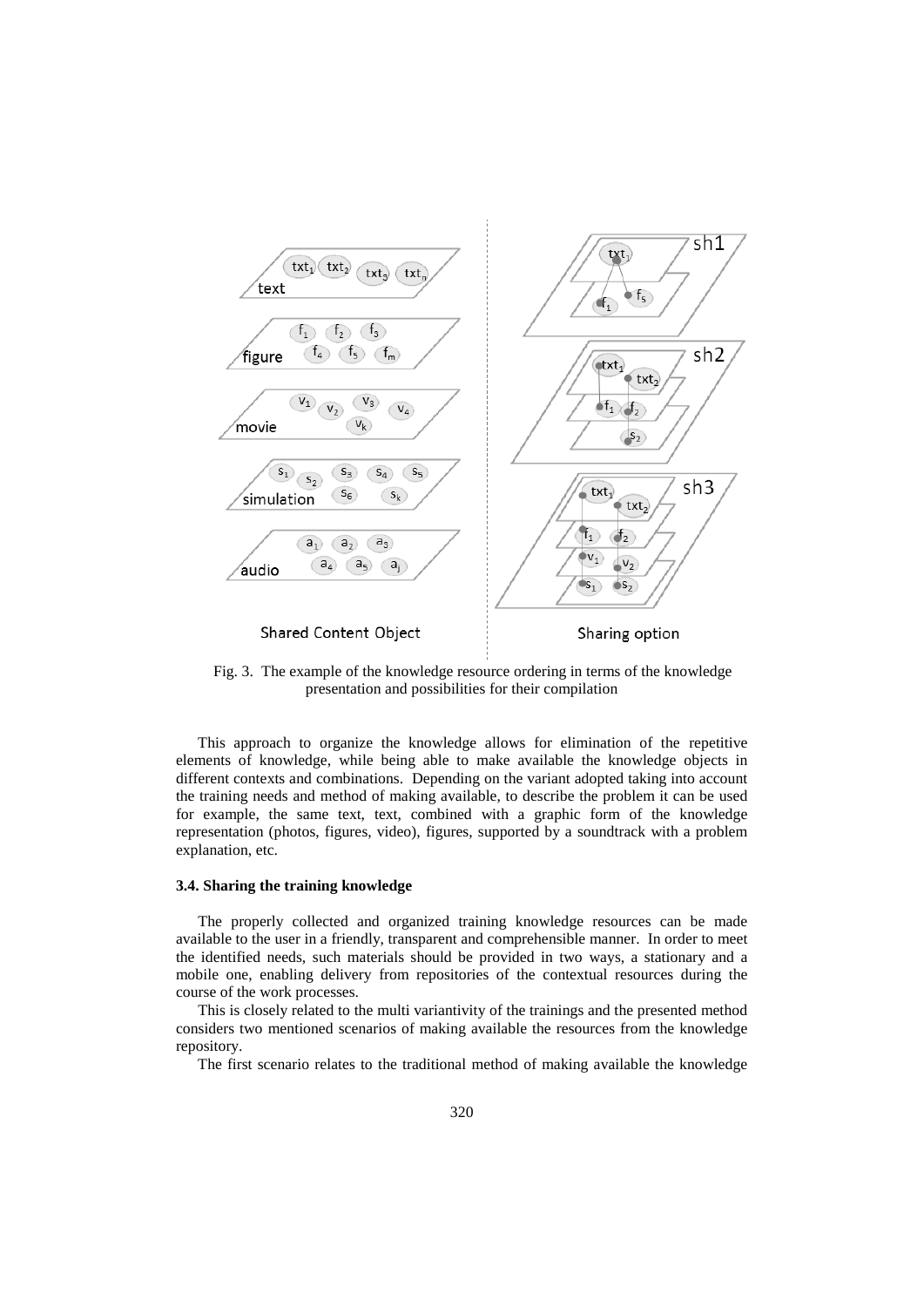Fig. 3. The example of the knowledge resource ordering in terms of the knowledge presentation and possibilities for their compilation

This approach to organize the knowledge allows for elimination of the repetitive elements of knowledge, while being able to make available the knowledge objects in different contexts and combinations. Depending on the variant adopted taking into account the training needs and method of making available, to describe the problem it can be used for example, the same text, text, combined with a graphic form of the knowledge representation (photos, figures, video), figures, supported by a soundtrack with a problem explanation, etc.

### 3.4. Sharing the training knowledge

The properly collected and organized training knowledge resources can be made available to the user in a friendly, transparent and comprehensible manner. In order to meet the identified needs, such materials should be provided in two ways, a stationary and a mobile one, enabling delivery from repositories of the contextual resources during the course of the work processes.

This is closely related to the multi variantivity of the trainings and the presented method considers two mentioned scenarios of making available the resources from the knowledge repository.

The first scenario relates to the traditional method of making available the knowledge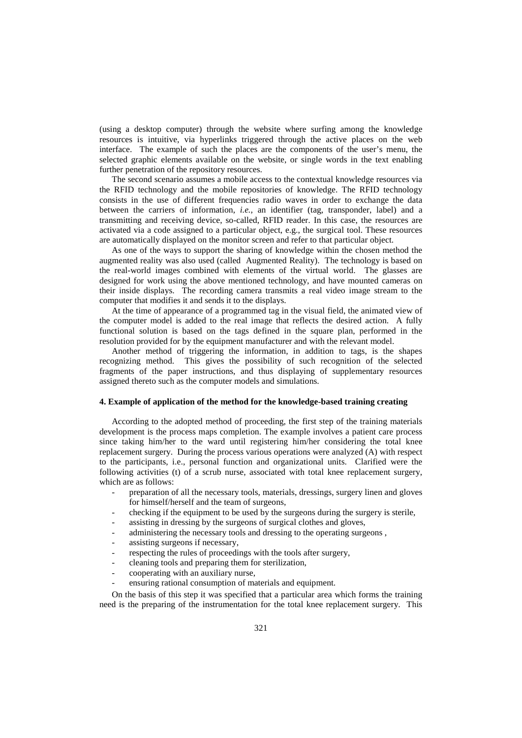(using a desktop computer) through the website where surfing among the knowledge resources is intuitive, via hyperlinks triggered through the active places on the web interface. The example of such the places are the components of the user's menu, the selected graphic elements available on the website, or single words in the text enabling further penetration of the repository resources.

The second scenario assumes a mobile access to the contextual knowledge resources via the RFID technology and the mobile repositories of knowledge. The RFID technology consists in the use of different frequencies radio waves in order to exchange the data between the carriers of information, *i.e.*, an identifier (tag, transponder, label) and a transmitting and receiving device, so-called, RFID reader. In this case, the resources are activated via a code assigned to a particular object, e.g., the surgical tool. These resources are automatically displayed on the monitor screen and refer to that particular object.

As one of the ways to support the sharing of knowledge within the chosen method the augmented reality was also used (called Augmented Reality). The technology is based on the real-world images combined with elements of the virtual world. The glasses are designed for work using the above mentioned technology, and have mounted cameras on their inside displays. The recording camera transmits a real video image stream to the computer that modifies it and sends it to the displays.

At the time of appearance of a programmed tag in the visual field, the animated view of the computer model is added to the real image that reflects the desired action. A fully functional solution is based on the tags defined in the square plan, performed in the resolution provided for by the equipment manufacturer and with the relevant model.

Another method of triggering the information, in addition to tags, is the shapes recognizing method. This gives the possibility of such recognition of the selected fragments of the paper instructions, and thus displaying of supplementary resources assigned thereto such as the computer models and simulations.

## 4. Example of application of the method for the knowledge-based training creating

According to the adopted method of proceeding, the first step of the training materials development is the process maps completion. The example involves a patient care process since taking him/her to the ward until registering him/her considering the total knee replacement surgery. During the process various operations were analyzed (A) with respect to the participants, i.e., personal function and organizational units. Clarified were the following activities (t) of a scrub nurse, associated with total knee replacement surgery, which are as follows:

- preparation of all the necessary tools, materials, dressings, surgery linen and gloves for himself/herself and the team of surgeons,
- checking if the equipment to be used by the surgeons during the surgery is sterile,
- assisting in dressing by the surgeons of surgical clothes and gloves,
- administering the necessary tools and dressing to the operating surgeons ,
- assisting surgeons if necessary,
- respecting the rules of proceedings with the tools after surgery,
- cleaning tools and preparing them for sterilization,
- cooperating with an auxiliary nurse,
- ensuring rational consumption of materials and equipment.

On the basis of this step it was specified that a particular area which forms the training need is the preparing of the instrumentation for the total knee replacement surgery. This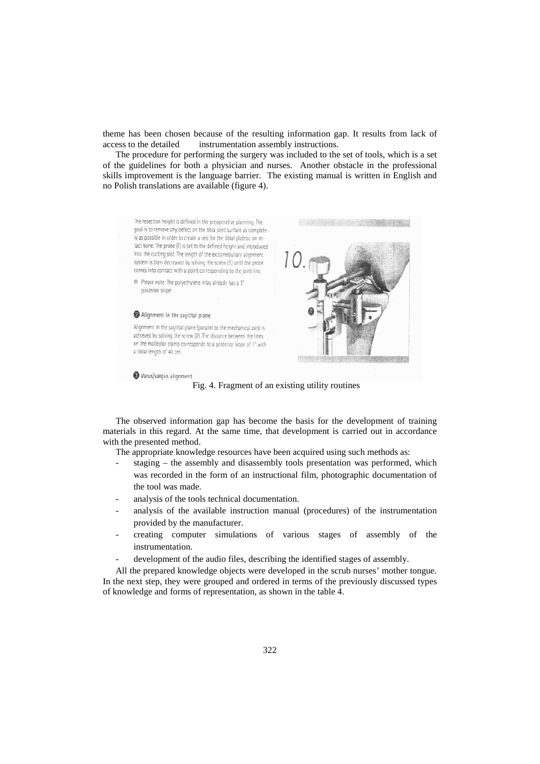theme has been chosen because of the resulting information gap. It results from lack of access to the detailed instrumentation assembly instructions.

The procedure for performing the surgery was included to the set of tools, which is a set of the guidelines for both a physician and nurses. Another obstacle in the professional skills improvement is the language barrier. The existing manual is written in English and no Polish translations are available (figure 4).

Fig. 4. Fragment of an existing utility routines

The observed information gap has become the basis for the development of training materials in this regard. At the same time, that development is carried out in accordance with the presented method.

The appropriate knowledge resources have been acquired using such methods as:

- staging – the assembly and disassembly tools presentation was performed, which was recorded in the form of an instructional film, photographic documentation of the tool was made.
- analysis of the tools technical documentation.
- analysis of the available instruction manual (procedures) of the instrumentation provided by the manufacturer.
- creating computer simulations of various stages of assembly of the instrumentation.
- development of the audio files, describing the identified stages of assembly.

All the prepared knowledge objects were developed in the scrub nurses' mother tongue. In the next step, they were grouped and ordered in terms of the previously discussed types of knowledge and forms of representation, as shown in the table 4.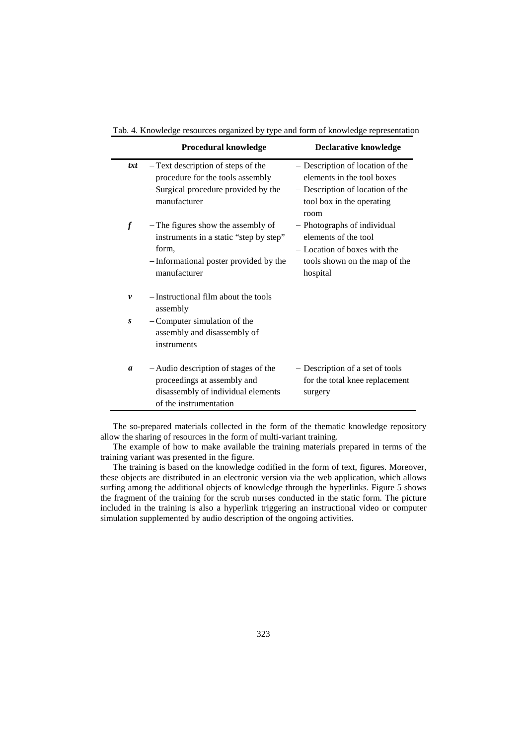Tab. 4. Knowledge resources organized by type and form of knowledge representation

| | Procedural knowledge | Declarative knowledge |
|---|---|---|
| ***txt*** | – Text description of steps of the procedure for the tools assembly<br>– Surgical procedure provided by the manufacturer | – Description of location of the elements in the tool boxes<br>– Description of location of the tool box in the operating room |
| ***f*** | – The figures show the assembly of instruments in a static "step by step" form,<br>– Informational poster provided by the manufacturer | – Photographs of individual elements of the tool<br>– Location of boxes with the tools shown on the map of the hospital |
| ***v*** | – Instructional film about the tools assembly | |
| ***s*** | – Computer simulation of the assembly and disassembly of instruments | |
| ***a*** | – Audio description of stages of the proceedings at assembly and disassembly of individual elements of the instrumentation | – Description of a set of tools for the total knee replacement surgery |

The so-prepared materials collected in the form of the thematic knowledge repository allow the sharing of resources in the form of multi-variant training.

The example of how to make available the training materials prepared in terms of the training variant was presented in the figure.

The training is based on the knowledge codified in the form of text, figures. Moreover, these objects are distributed in an electronic version via the web application, which allows surfing among the additional objects of knowledge through the hyperlinks. Figure 5 shows the fragment of the training for the scrub nurses conducted in the static form. The picture included in the training is also a hyperlink triggering an instructional video or computer simulation supplemented by audio description of the ongoing activities.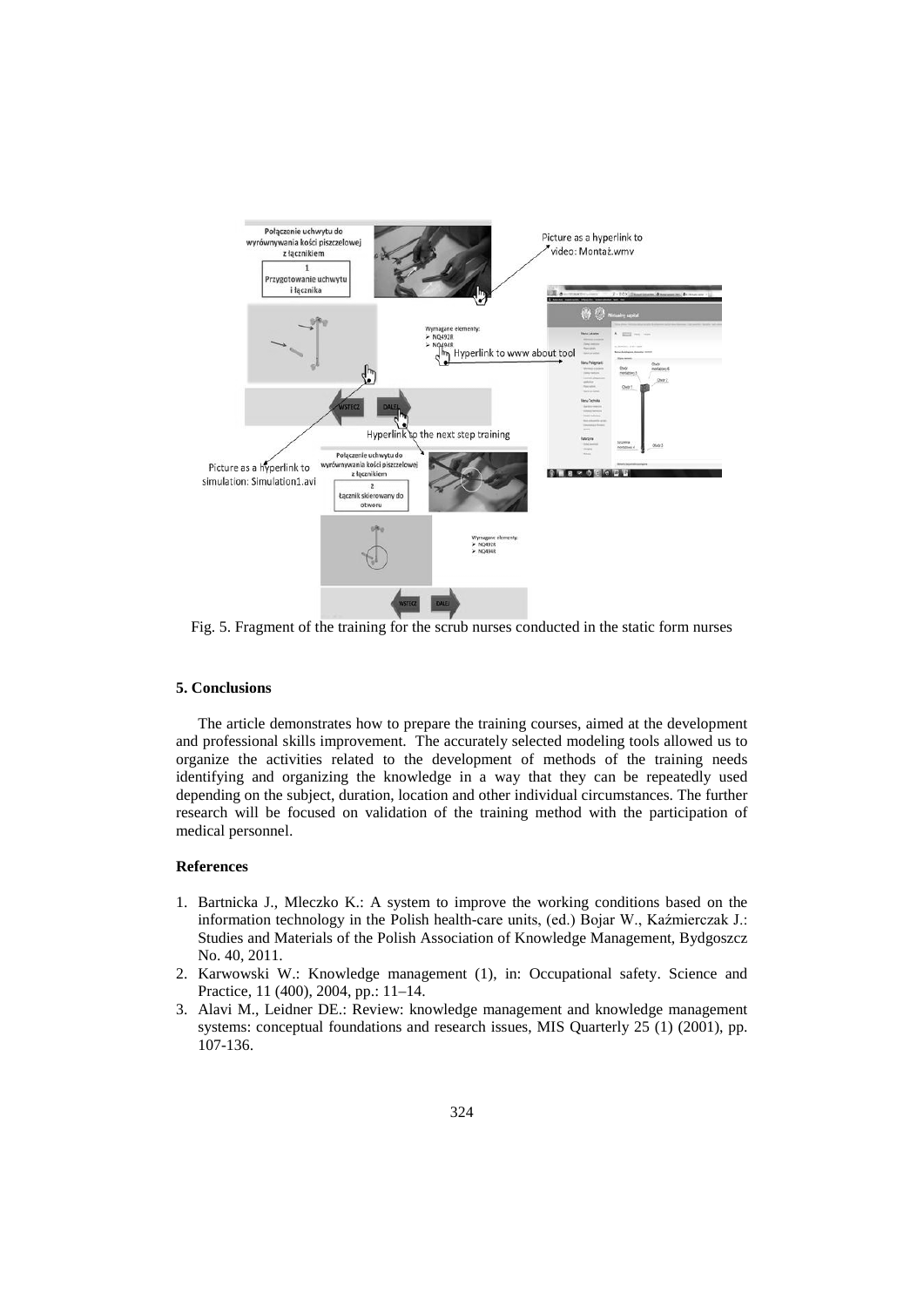Fig. 5. Fragment of the training for the scrub nurses conducted in the static form nurses

## 5. Conclusions

The article demonstrates how to prepare the training courses, aimed at the development and professional skills improvement. The accurately selected modeling tools allowed us to organize the activities related to the development of methods of the training needs identifying and organizing the knowledge in a way that they can be repeatedly used depending on the subject, duration, location and other individual circumstances. The further research will be focused on validation of the training method with the participation of medical personnel.

## References

1. Bartnicka J., Mleczko K.: A system to improve the working conditions based on the information technology in the Polish health-care units, (ed.) Bojar W., Kaźmierczak J.: Studies and Materials of the Polish Association of Knowledge Management, Bydgoszcz No. 40, 2011.
2. Karwowski W.: Knowledge management (1), in: Occupational safety. Science and Practice, 11 (400), 2004, pp.: 11–14.
3. Alavi M., Leidner DE.: Review: knowledge management and knowledge management systems: conceptual foundations and research issues, MIS Quarterly 25 (1) (2001), pp. 107-136.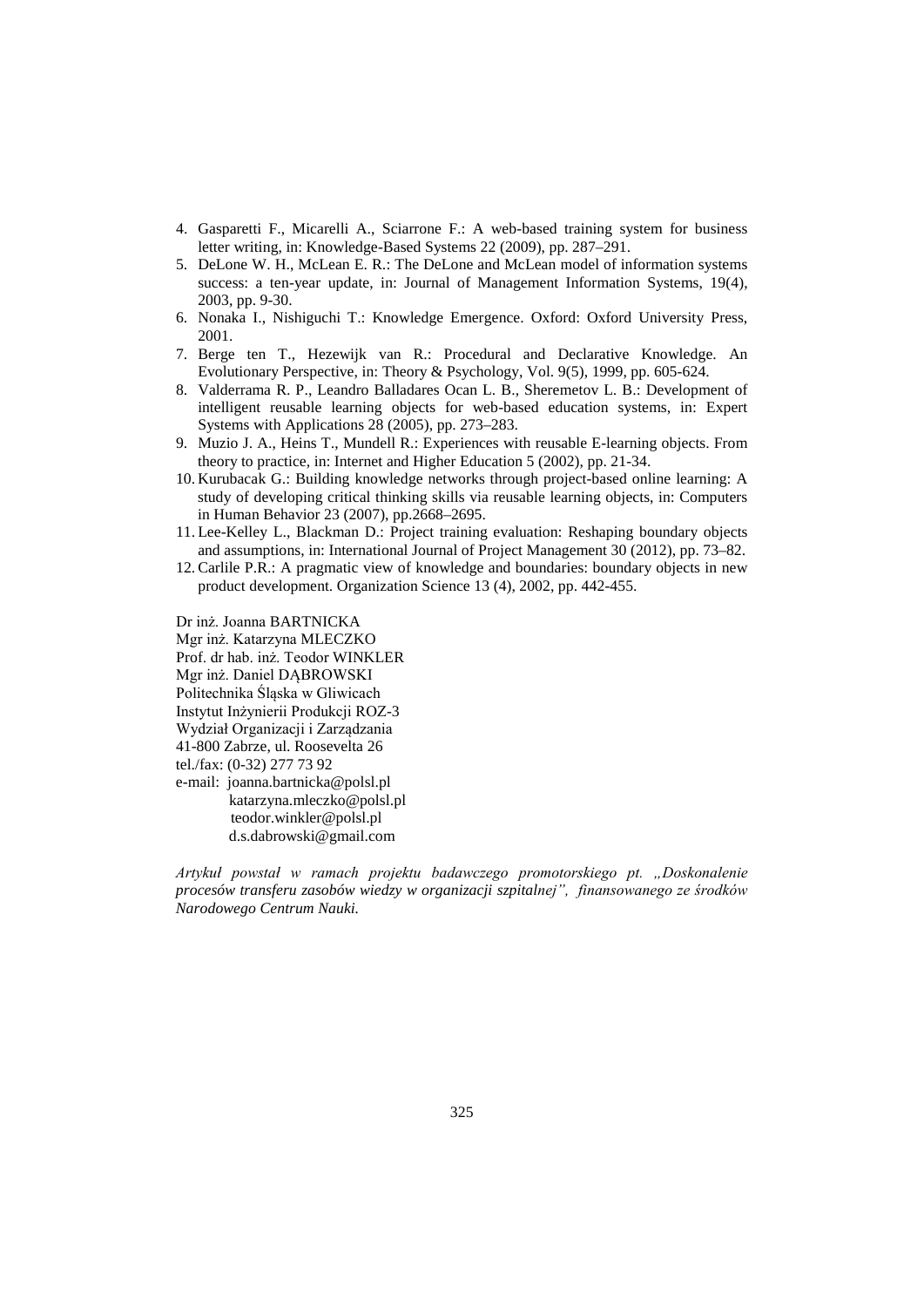4. Gasparetti F., Micarelli A., Sciarrone F.: A web-based training system for business letter writing, in: Knowledge-Based Systems 22 (2009), pp. 287–291.
5. DeLone W. H., McLean E. R.: The DeLone and McLean model of information systems success: a ten-year update, in: Journal of Management Information Systems, 19(4), 2003, pp. 9-30.
6. Nonaka I., Nishiguchi T.: Knowledge Emergence. Oxford: Oxford University Press, 2001.
7. Berge ten T., Hezewijk van R.: Procedural and Declarative Knowledge. An Evolutionary Perspective, in: Theory & Psychology, Vol. 9(5), 1999, pp. 605-624.
8. Valderrama R. P., Leandro Balladares Ocan L. B., Sheremetov L. B.: Development of intelligent reusable learning objects for web-based education systems, in: Expert Systems with Applications 28 (2005), pp. 273–283.
9. Muzio J. A., Heins T., Mundell R.: Experiences with reusable E-learning objects. From theory to practice, in: Internet and Higher Education 5 (2002), pp. 21-34.
10. Kurubacak G.: Building knowledge networks through project-based online learning: A study of developing critical thinking skills via reusable learning objects, in: Computers in Human Behavior 23 (2007), pp.2668–2695.
11. Lee-Kelley L., Blackman D.: Project training evaluation: Reshaping boundary objects and assumptions, in: International Journal of Project Management 30 (2012), pp. 73–82.
12. Carlile P.R.: A pragmatic view of knowledge and boundaries: boundary objects in new product development. Organization Science 13 (4), 2002, pp. 442-455.

Dr inż. Joanna BARTNICKA
Mgr inż. Katarzyna MLECZKO
Prof. dr hab. inż. Teodor WINKLER
Mgr inż. Daniel DĄBROWSKI
Politechnika Śląska w Gliwicach
Instytut Inżynierii Produkcji ROZ-3
Wydział Organizacji i Zarządzania
41-800 Zabrze, ul. Roosevelta 26
tel./fax: (0-32) 277 73 92
e-mail: joanna.bartnicka@polsl.pl
katarzyna.mleczko@polsl.pl
teodor.winkler@polsl.pl
d.s.dabrowski@gmail.com

*Artykuł powstał w ramach projektu badawczego promotorskiego pt. „Doskonalenie procesów transferu zasobów wiedzy w organizacji szpitalnej", finansowanego ze środków Narodowego Centrum Nauki.*